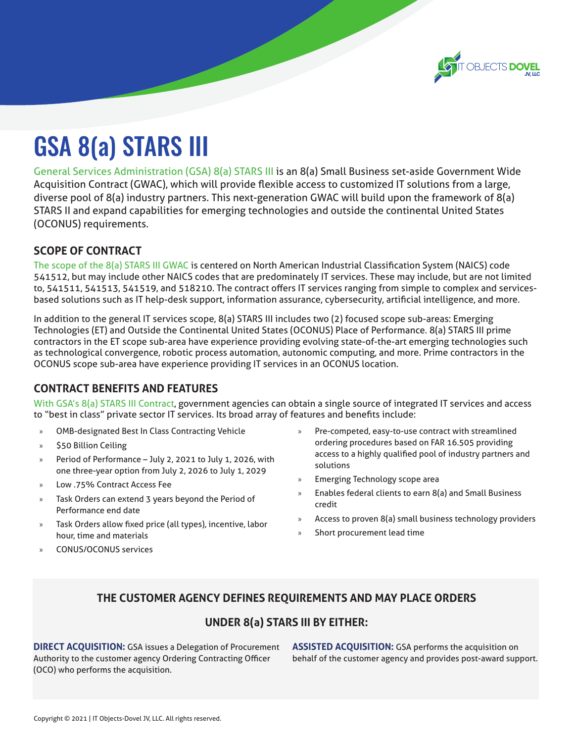# GSA 8(a) STARS III

General Services Administration (GSA) 8(a) STARS III is an 8(a) Small Business set-aside Government Wide Acquisition Contract (GWAC), which will provide flexible access to customized IT solutions from a large, diverse pool of 8(a) industry partners. This next-generation GWAC will build upon the framework of 8(a) STARS II and expand capabilities for emerging technologies and outside the continental United States (OCONUS) requirements.

## SCOPE OF CONTRACT

The scope of the 8(a) STARS III GWAC is centered on North American Industrial Classification System (NAICS) code 541512, but may include other NAICS codes that are predominately IT services. These may include, but are not limited to, 541511, 541513, 541519, and 518210. The contract offers IT services ranging from simple to complex and services-based solutions such as IT help-desk support, information assurance, cybersecurity, artificial intelligence, and more.

In addition to the general IT services scope, 8(a) STARS III includes two (2) focused scope sub-areas: Emerging Technologies (ET) and Outside the Continental United States (OCONUS) Place of Performance. 8(a) STARS III prime contractors in the ET scope sub-area have experience providing evolving state-of-the-art emerging technologies such as technological convergence, robotic process automation, autonomic computing, and more. Prime contractors in the OCONUS scope sub-area have experience providing IT services in an OCONUS location.

## CONTRACT BENEFITS AND FEATURES

With GSA's 8(a) STARS III Contract, government agencies can obtain a single source of integrated IT services and access to "best in class" private sector IT services. Its broad array of features and benefits include:

- OMB-designated Best In Class Contracting Vehicle
- $50 Billion Ceiling
- Period of Performance – July 2, 2021 to July 1, 2026, with one three-year option from July 2, 2026 to July 1, 2029
- Low .75% Contract Access Fee
- Task Orders can extend 3 years beyond the Period of Performance end date
- Task Orders allow fixed price (all types), incentive, labor hour, time and materials
- CONUS/OCONUS services
- Pre-competed, easy-to-use contract with streamlined ordering procedures based on FAR 16.505 providing access to a highly qualified pool of industry partners and solutions
- Emerging Technology scope area
- Enables federal clients to earn 8(a) and Small Business credit
- Access to proven 8(a) small business technology providers
- Short procurement lead time

### THE CUSTOMER AGENCY DEFINES REQUIREMENTS AND MAY PLACE ORDERS UNDER 8(a) STARS III BY EITHER:

**DIRECT ACQUISITION:** GSA issues a Delegation of Procurement Authority to the customer agency Ordering Contracting Officer (OCO) who performs the acquisition.

**ASSISTED ACQUISITION:** GSA performs the acquisition on behalf of the customer agency and provides post-award support.

Copyright © 2021 | IT Objects-Dovel JV, LLC. All rights reserved.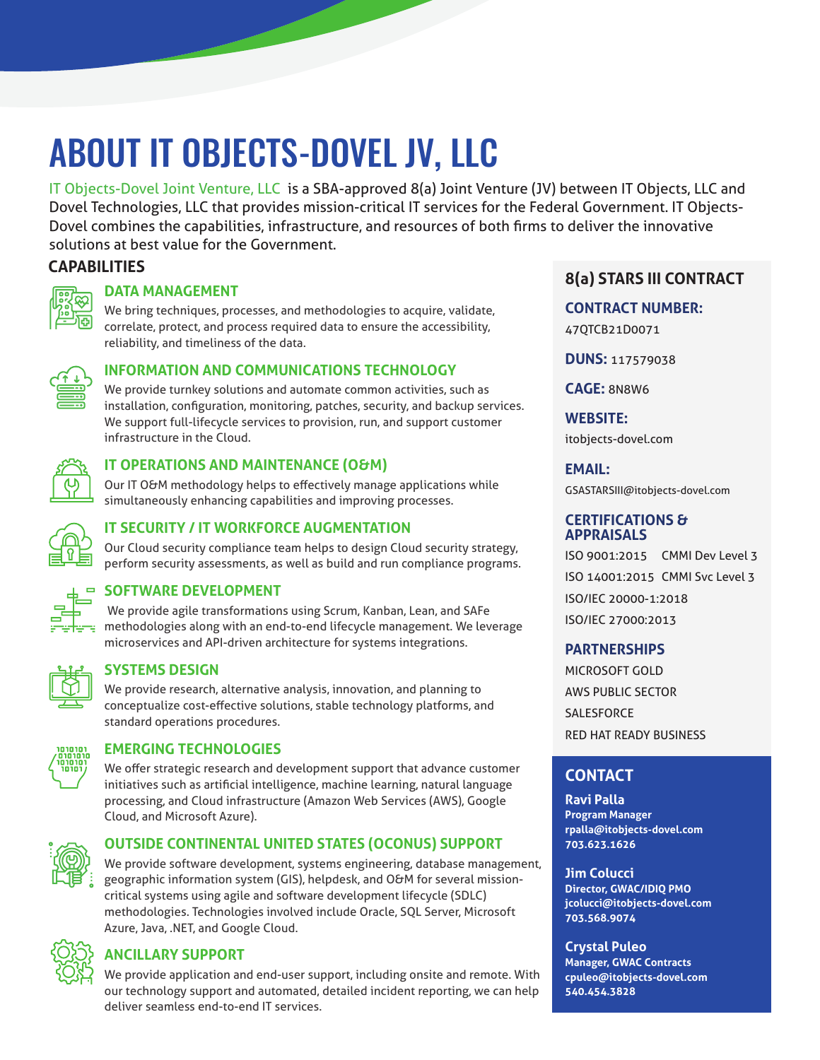# ABOUT IT OBJECTS-DOVEL JV, LLC

IT Objects-Dovel Joint Venture, LLC is a SBA-approved 8(a) Joint Venture (JV) between IT Objects, LLC and Dovel Technologies, LLC that provides mission-critical IT services for the Federal Government. IT Objects-Dovel combines the capabilities, infrastructure, and resources of both firms to deliver the innovative solutions at best value for the Government.

## CAPABILITIES

### DATA MANAGEMENT

We bring techniques, processes, and methodologies to acquire, validate, correlate, protect, and process required data to ensure the accessibility, reliability, and timeliness of the data.

### INFORMATION AND COMMUNICATIONS TECHNOLOGY

We provide turnkey solutions and automate common activities, such as installation, configuration, monitoring, patches, security, and backup services. We support full-lifecycle services to provision, run, and support customer infrastructure in the Cloud.

### IT OPERATIONS AND MAINTENANCE (O&M)

Our IT O&M methodology helps to effectively manage applications while simultaneously enhancing capabilities and improving processes.

### IT SECURITY / IT WORKFORCE AUGMENTATION

Our Cloud security compliance team helps to design Cloud security strategy, perform security assessments, as well as build and run compliance programs.

### SOFTWARE DEVELOPMENT

We provide agile transformations using Scrum, Kanban, Lean, and SAFe methodologies along with an end-to-end lifecycle management. We leverage microservices and API-driven architecture for systems integrations.

### SYSTEMS DESIGN

We provide research, alternative analysis, innovation, and planning to conceptualize cost-effective solutions, stable technology platforms, and standard operations procedures.

### EMERGING TECHNOLOGIES

We offer strategic research and development support that advance customer initiatives such as artificial intelligence, machine learning, natural language processing, and Cloud infrastructure (Amazon Web Services (AWS), Google Cloud, and Microsoft Azure).

### OUTSIDE CONTINENTAL UNITED STATES (OCONUS) SUPPORT

We provide software development, systems engineering, database management, geographic information system (GIS), helpdesk, and O&M for several mission-critical systems using agile and software development lifecycle (SDLC) methodologies. Technologies involved include Oracle, SQL Server, Microsoft Azure, Java, .NET, and Google Cloud.

### ANCILLARY SUPPORT

We provide application and end-user support, including onsite and remote. With our technology support and automated, detailed incident reporting, we can help deliver seamless end-to-end IT services.

## 8(a) STARS III CONTRACT

**CONTRACT NUMBER:**
47QTCB21D0071

**DUNS:** 117579038

**CAGE:** 8N8W6

**WEBSITE:**
itobjects-dovel.com

**EMAIL:**
GSASTARSIII@itobjects-dovel.com

### CERTIFICATIONS & APPRAISALS

- ISO 9001:2015
- CMMI Dev Level 3
- ISO 14001:2015
- CMMI Svc Level 3
- ISO/IEC 20000-1:2018
- ISO/IEC 27000:2013

### PARTNERSHIPS

- MICROSOFT GOLD
- AWS PUBLIC SECTOR
- SALESFORCE
- RED HAT READY BUSINESS

## CONTACT

**Ravi Palla**
**Program Manager**
**rpalla@itobjects-dovel.com**
**703.623.1626**

**Jim Colucci**
**Director, GWAC/IDIQ PMO**
**jcolucci@itobjects-dovel.com**
**703.568.9074**

**Crystal Puleo**
**Manager, GWAC Contracts**
**cpuleo@itobjects-dovel.com**
**540.454.3828**